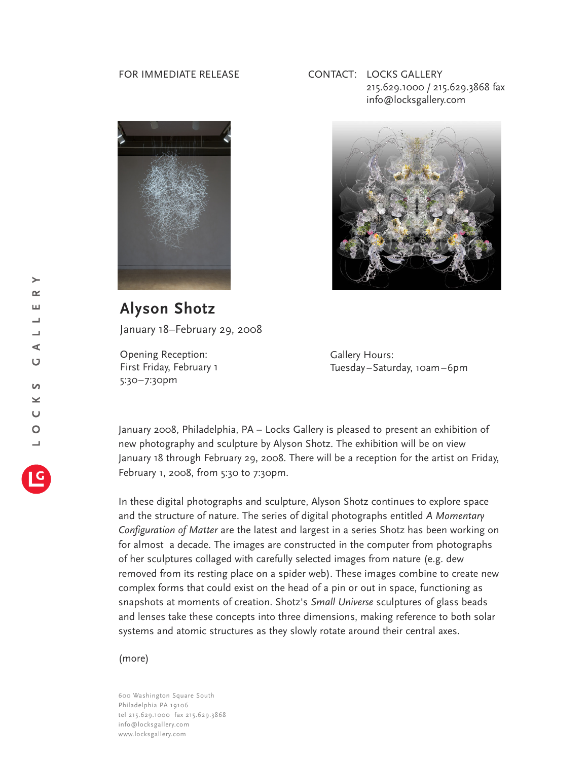FOR IMMEDIATE RELEASE

CONTACT: LOCKS GALLERY
215.629.1000 / 215.629.3868 fax
info@locksgallery.com

# Alyson Shotz

January 18–February 29, 2008

Opening Reception:
First Friday, February 1
5:30–7:30pm

Gallery Hours:
Tuesday–Saturday, 10am–6pm

January 2008, Philadelphia, PA – Locks Gallery is pleased to present an exhibition of new photography and sculpture by Alyson Shotz. The exhibition will be on view January 18 through February 29, 2008. There will be a reception for the artist on Friday, February 1, 2008, from 5:30 to 7:30pm.

In these digital photographs and sculpture, Alyson Shotz continues to explore space and the structure of nature. The series of digital photographs entitled *A Momentary Configuration of Matter* are the latest and largest in a series Shotz has been working on for almost a decade. The images are constructed in the computer from photographs of her sculptures collaged with carefully selected images from nature (e.g. dew removed from its resting place on a spider web). These images combine to create new complex forms that could exist on the head of a pin or out in space, functioning as snapshots at moments of creation. Shotz's *Small Universe* sculptures of glass beads and lenses take these concepts into three dimensions, making reference to both solar systems and atomic structures as they slowly rotate around their central axes.

(more)

600 Washington Square South
Philadelphia PA 19106
tel 215.629.1000 fax 215.629.3868
info@locksgallery.com
www.locksgallery.com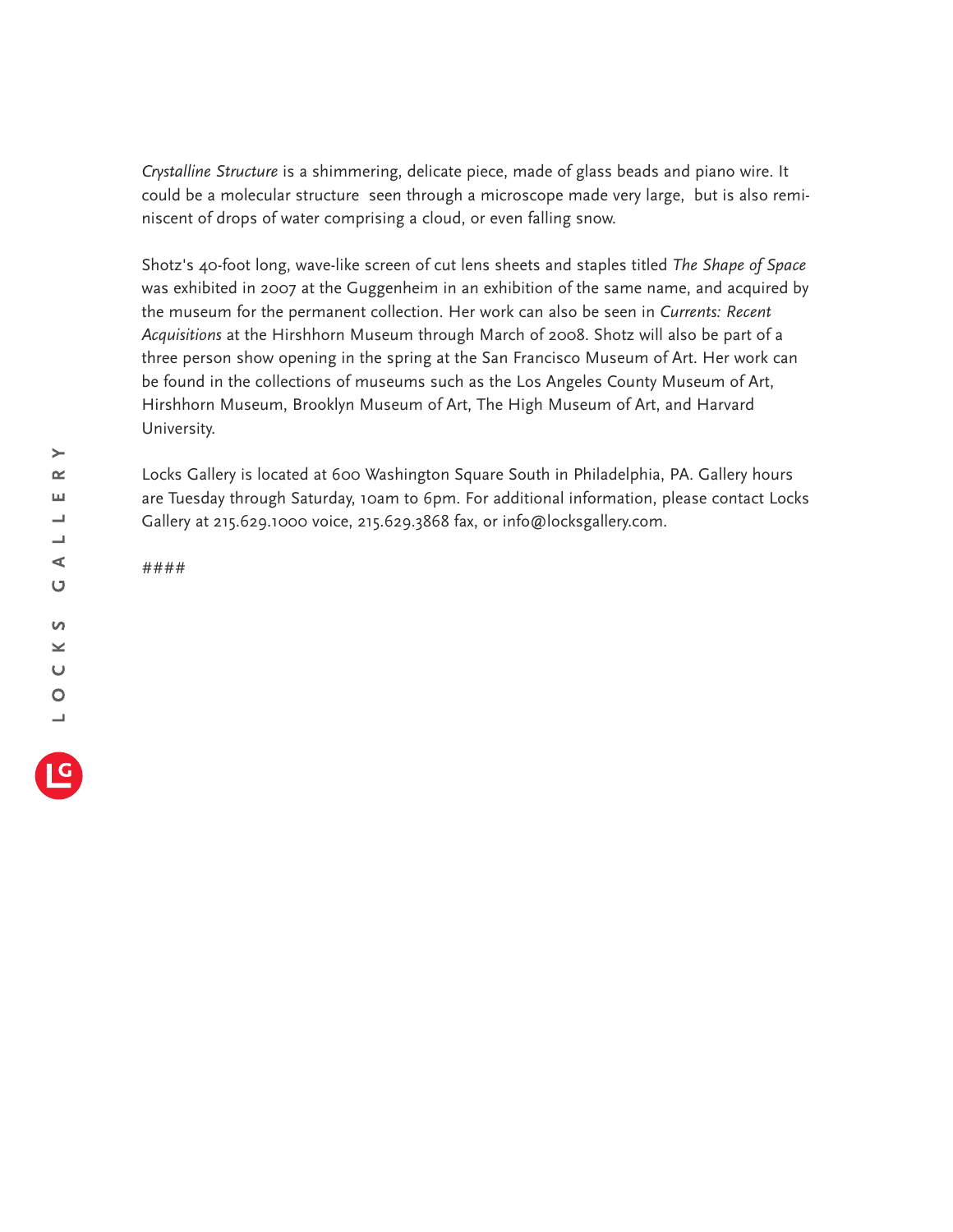*Crystalline Structure* is a shimmering, delicate piece, made of glass beads and piano wire. It could be a molecular structure seen through a microscope made very large, but is also reminiscent of drops of water comprising a cloud, or even falling snow.

Shotz's 40-foot long, wave-like screen of cut lens sheets and staples titled *The Shape of Space* was exhibited in 2007 at the Guggenheim in an exhibition of the same name, and acquired by the museum for the permanent collection. Her work can also be seen in *Currents: Recent Acquisitions* at the Hirshhorn Museum through March of 2008. Shotz will also be part of a three person show opening in the spring at the San Francisco Museum of Art. Her work can be found in the collections of museums such as the Los Angeles County Museum of Art, Hirshhorn Museum, Brooklyn Museum of Art, The High Museum of Art, and Harvard University.

Locks Gallery is located at 600 Washington Square South in Philadelphia, PA. Gallery hours are Tuesday through Saturday, 10am to 6pm. For additional information, please contact Locks Gallery at 215.629.1000 voice, 215.629.3868 fax, or info@locksgallery.com.

####